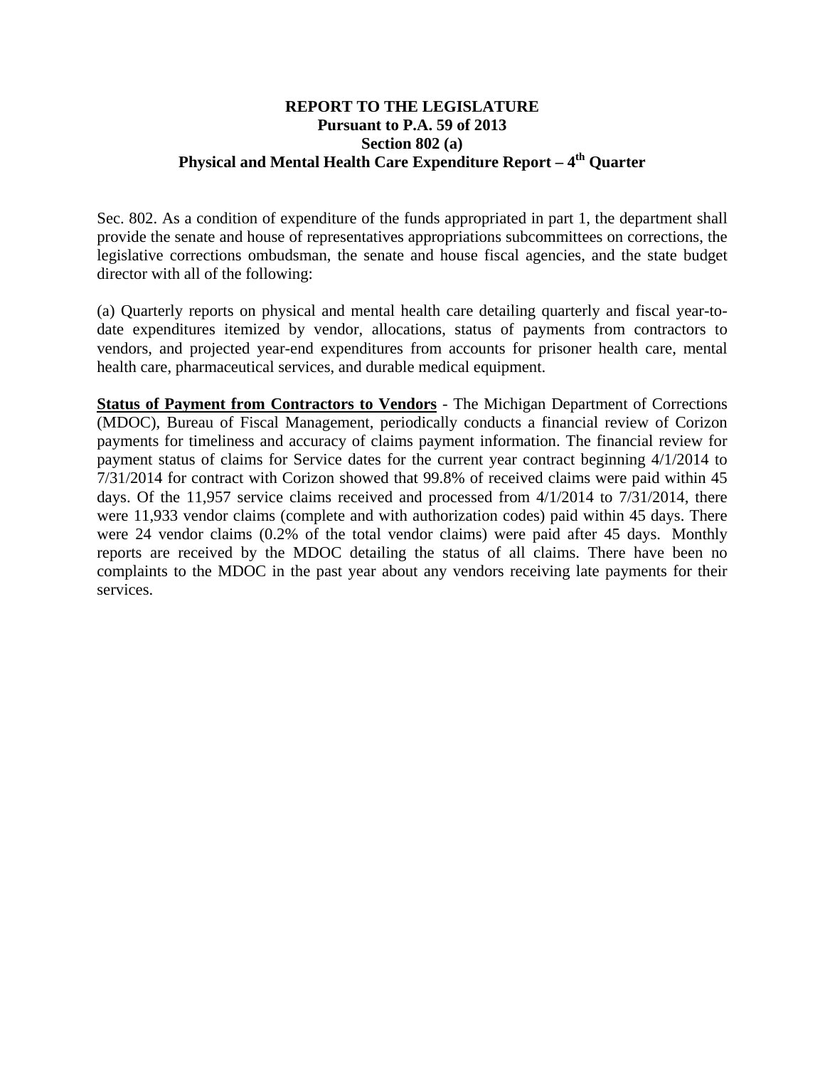# REPORT TO THE LEGISLATURE
## Pursuant to P.A. 59 of 2013
## Section 802 (a)
## Physical and Mental Health Care Expenditure Report – 4th Quarter

Sec. 802. As a condition of expenditure of the funds appropriated in part 1, the department shall provide the senate and house of representatives appropriations subcommittees on corrections, the legislative corrections ombudsman, the senate and house fiscal agencies, and the state budget director with all of the following:

(a) Quarterly reports on physical and mental health care detailing quarterly and fiscal year-to-date expenditures itemized by vendor, allocations, status of payments from contractors to vendors, and projected year-end expenditures from accounts for prisoner health care, mental health care, pharmaceutical services, and durable medical equipment.

**Status of Payment from Contractors to Vendors** - The Michigan Department of Corrections (MDOC), Bureau of Fiscal Management, periodically conducts a financial review of Corizon payments for timeliness and accuracy of claims payment information. The financial review for payment status of claims for Service dates for the current year contract beginning 4/1/2014 to 7/31/2014 for contract with Corizon showed that 99.8% of received claims were paid within 45 days. Of the 11,957 service claims received and processed from 4/1/2014 to 7/31/2014, there were 11,933 vendor claims (complete and with authorization codes) paid within 45 days. There were 24 vendor claims (0.2% of the total vendor claims) were paid after 45 days. Monthly reports are received by the MDOC detailing the status of all claims. There have been no complaints to the MDOC in the past year about any vendors receiving late payments for their services.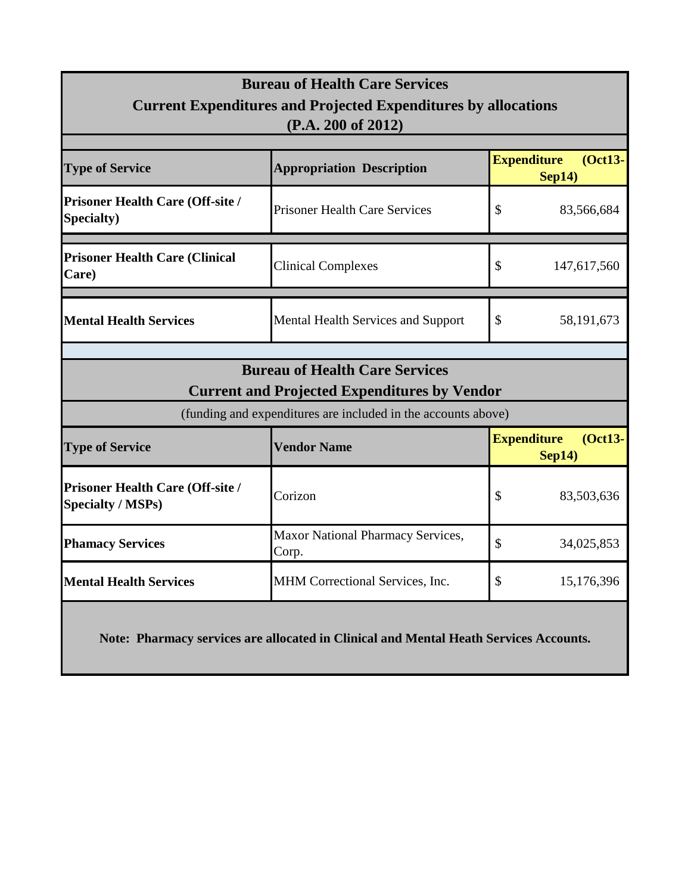## Bureau of Health Care Services
## Current Expenditures and Projected Expenditures by allocations
## (P.A. 200 of 2012)

| Type of Service | Appropriation Description | Expenditure (Oct13-Sep14) |
|---|---|---|
| **Prisoner Health Care (Off-site / Specialty)** | Prisoner Health Care Services | $ 83,566,684 |
| **Prisoner Health Care (Clinical Care)** | Clinical Complexes | $ 147,617,560 |
| **Mental Health Services** | Mental Health Services and Support | $ 58,191,673 |

## Bureau of Health Care Services
## Current and Projected Expenditures by Vendor

(funding and expenditures are included in the accounts above)

| Type of Service | Vendor Name | Expenditure (Oct13-Sep14) |
|---|---|---|
| **Prisoner Health Care (Off-site / Specialty / MSPs)** | Corizon | $ 83,503,636 |
| **Phamacy Services** | Maxor National Pharmacy Services, Corp. | $ 34,025,853 |
| **Mental Health Services** | MHM Correctional Services, Inc. | $ 15,176,396 |

**Note: Pharmacy services are allocated in Clinical and Mental Heath Services Accounts.**